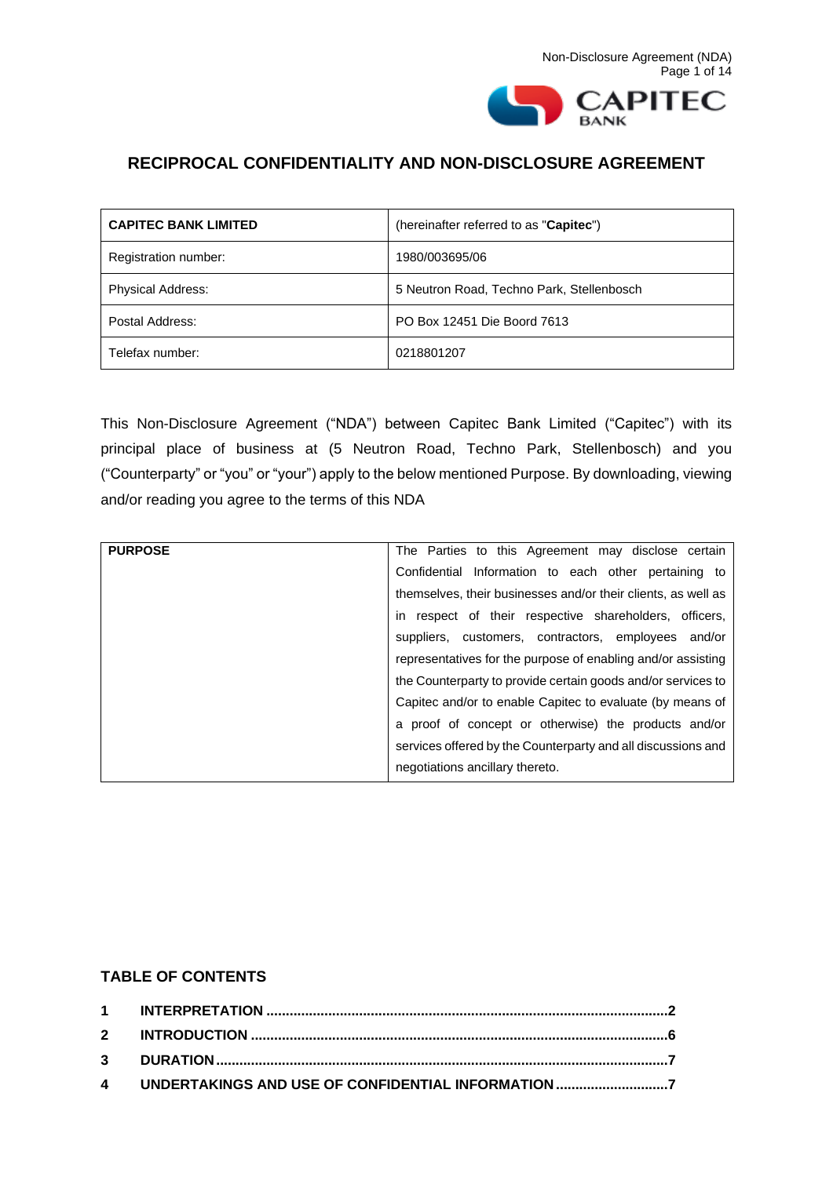# RECIPROCAL CONFIDENTIALITY AND NON-DISCLOSURE AGREEMENT

| **CAPITEC BANK LIMITED** | (hereinafter referred to as "**Capitec**") |
|---|---|
| Registration number: | 1980/003695/06 |
| Physical Address: | 5 Neutron Road, Techno Park, Stellenbosch |
| Postal Address: | PO Box 12451 Die Boord 7613 |
| Telefax number: | 0218801207 |

This Non-Disclosure Agreement ("NDA") between Capitec Bank Limited ("Capitec") with its principal place of business at (5 Neutron Road, Techno Park, Stellenbosch) and you ("Counterparty" or "you" or "your") apply to the below mentioned Purpose. By downloading, viewing and/or reading you agree to the terms of this NDA

| **PURPOSE** | The Parties to this Agreement may disclose certain Confidential Information to each other pertaining to themselves, their businesses and/or their clients, as well as in respect of their respective shareholders, officers, suppliers, customers, contractors, employees and/or representatives for the purpose of enabling and/or assisting the Counterparty to provide certain goods and/or services to Capitec and/or to enable Capitec to evaluate (by means of a proof of concept or otherwise) the products and/or services offered by the Counterparty and all discussions and negotiations ancillary thereto. |
|---|---|

## TABLE OF CONTENTS

**1 INTERPRETATION ..................................................2**
**2 INTRODUCTION ..................................................6**
**3 DURATION ..................................................7**
**4 UNDERTAKINGS AND USE OF CONFIDENTIAL INFORMATION ..................................................7**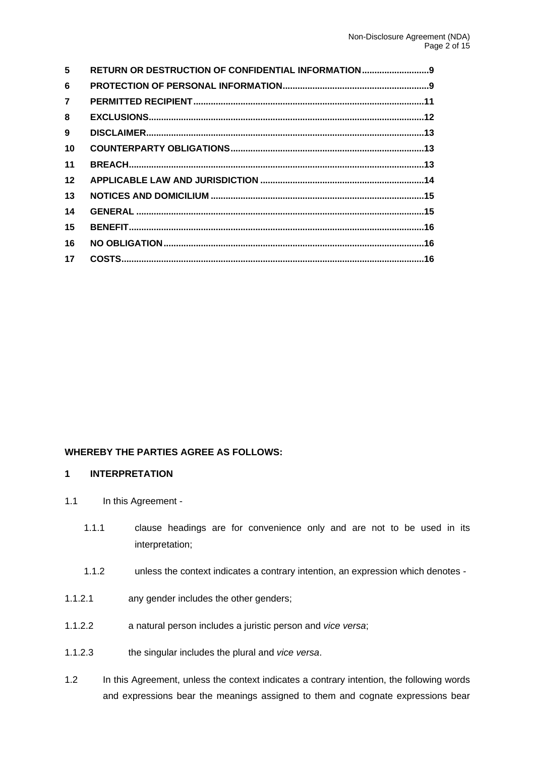| | | |
|---|---|---|
| 5 | RETURN OR DESTRUCTION OF CONFIDENTIAL INFORMATION | 9 |
| 6 | PROTECTION OF PERSONAL INFORMATION | 9 |
| 7 | PERMITTED RECIPIENT | 11 |
| 8 | EXCLUSIONS | 12 |
| 9 | DISCLAIMER | 13 |
| 10 | COUNTERPARTY OBLIGATIONS | 13 |
| 11 | BREACH | 13 |
| 12 | APPLICABLE LAW AND JURISDICTION | 14 |
| 13 | NOTICES AND DOMICILIUM | 15 |
| 14 | GENERAL | 15 |
| 15 | BENEFIT | 16 |
| 16 | NO OBLIGATION | 16 |
| 17 | COSTS | 16 |

**WHEREBY THE PARTIES AGREE AS FOLLOWS:**

## 1 INTERPRETATION

1.1 In this Agreement -

1.1.1 clause headings are for convenience only and are not to be used in its interpretation;

1.1.2 unless the context indicates a contrary intention, an expression which denotes -

1.1.2.1 any gender includes the other genders;

1.1.2.2 a natural person includes a juristic person and *vice versa*;

1.1.2.3 the singular includes the plural and *vice versa*.

1.2 In this Agreement, unless the context indicates a contrary intention, the following words and expressions bear the meanings assigned to them and cognate expressions bear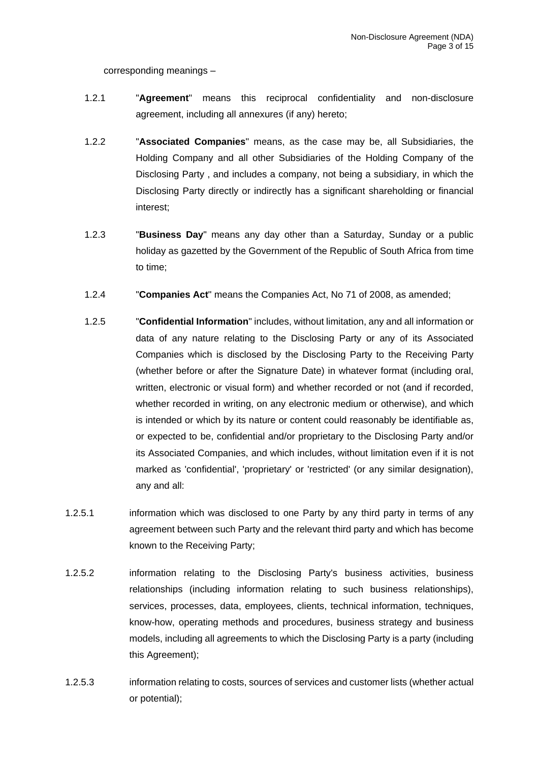corresponding meanings –

1.2.1 "**Agreement**" means this reciprocal confidentiality and non-disclosure agreement, including all annexures (if any) hereto;

1.2.2 "**Associated Companies**" means, as the case may be, all Subsidiaries, the Holding Company and all other Subsidiaries of the Holding Company of the Disclosing Party , and includes a company, not being a subsidiary, in which the Disclosing Party directly or indirectly has a significant shareholding or financial interest;

1.2.3 "**Business Day**" means any day other than a Saturday, Sunday or a public holiday as gazetted by the Government of the Republic of South Africa from time to time;

1.2.4 "**Companies Act**" means the Companies Act, No 71 of 2008, as amended;

1.2.5 "**Confidential Information**" includes, without limitation, any and all information or data of any nature relating to the Disclosing Party or any of its Associated Companies which is disclosed by the Disclosing Party to the Receiving Party (whether before or after the Signature Date) in whatever format (including oral, written, electronic or visual form) and whether recorded or not (and if recorded, whether recorded in writing, on any electronic medium or otherwise), and which is intended or which by its nature or content could reasonably be identifiable as, or expected to be, confidential and/or proprietary to the Disclosing Party and/or its Associated Companies, and which includes, without limitation even if it is not marked as 'confidential', 'proprietary' or 'restricted' (or any similar designation), any and all:

1.2.5.1 information which was disclosed to one Party by any third party in terms of any agreement between such Party and the relevant third party and which has become known to the Receiving Party;

1.2.5.2 information relating to the Disclosing Party's business activities, business relationships (including information relating to such business relationships), services, processes, data, employees, clients, technical information, techniques, know-how, operating methods and procedures, business strategy and business models, including all agreements to which the Disclosing Party is a party (including this Agreement);

1.2.5.3 information relating to costs, sources of services and customer lists (whether actual or potential);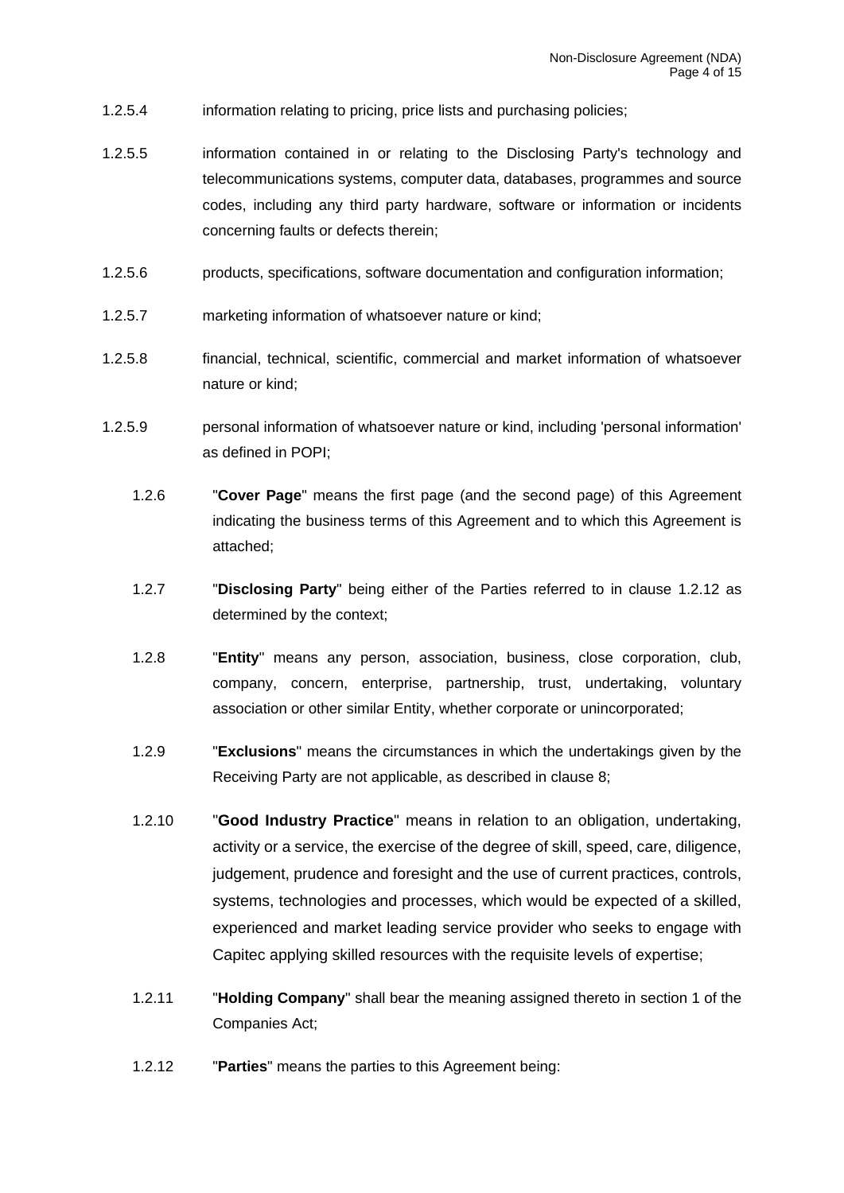1.2.5.4 information relating to pricing, price lists and purchasing policies;

1.2.5.5 information contained in or relating to the Disclosing Party's technology and telecommunications systems, computer data, databases, programmes and source codes, including any third party hardware, software or information or incidents concerning faults or defects therein;

1.2.5.6 products, specifications, software documentation and configuration information;

1.2.5.7 marketing information of whatsoever nature or kind;

1.2.5.8 financial, technical, scientific, commercial and market information of whatsoever nature or kind;

1.2.5.9 personal information of whatsoever nature or kind, including 'personal information' as defined in POPI;

1.2.6 "**Cover Page**" means the first page (and the second page) of this Agreement indicating the business terms of this Agreement and to which this Agreement is attached;

1.2.7 "**Disclosing Party**" being either of the Parties referred to in clause 1.2.12 as determined by the context;

1.2.8 "**Entity**" means any person, association, business, close corporation, club, company, concern, enterprise, partnership, trust, undertaking, voluntary association or other similar Entity, whether corporate or unincorporated;

1.2.9 "**Exclusions**" means the circumstances in which the undertakings given by the Receiving Party are not applicable, as described in clause 8;

1.2.10 "**Good Industry Practice**" means in relation to an obligation, undertaking, activity or a service, the exercise of the degree of skill, speed, care, diligence, judgement, prudence and foresight and the use of current practices, controls, systems, technologies and processes, which would be expected of a skilled, experienced and market leading service provider who seeks to engage with Capitec applying skilled resources with the requisite levels of expertise;

1.2.11 "**Holding Company**" shall bear the meaning assigned thereto in section 1 of the Companies Act;

1.2.12 "**Parties**" means the parties to this Agreement being: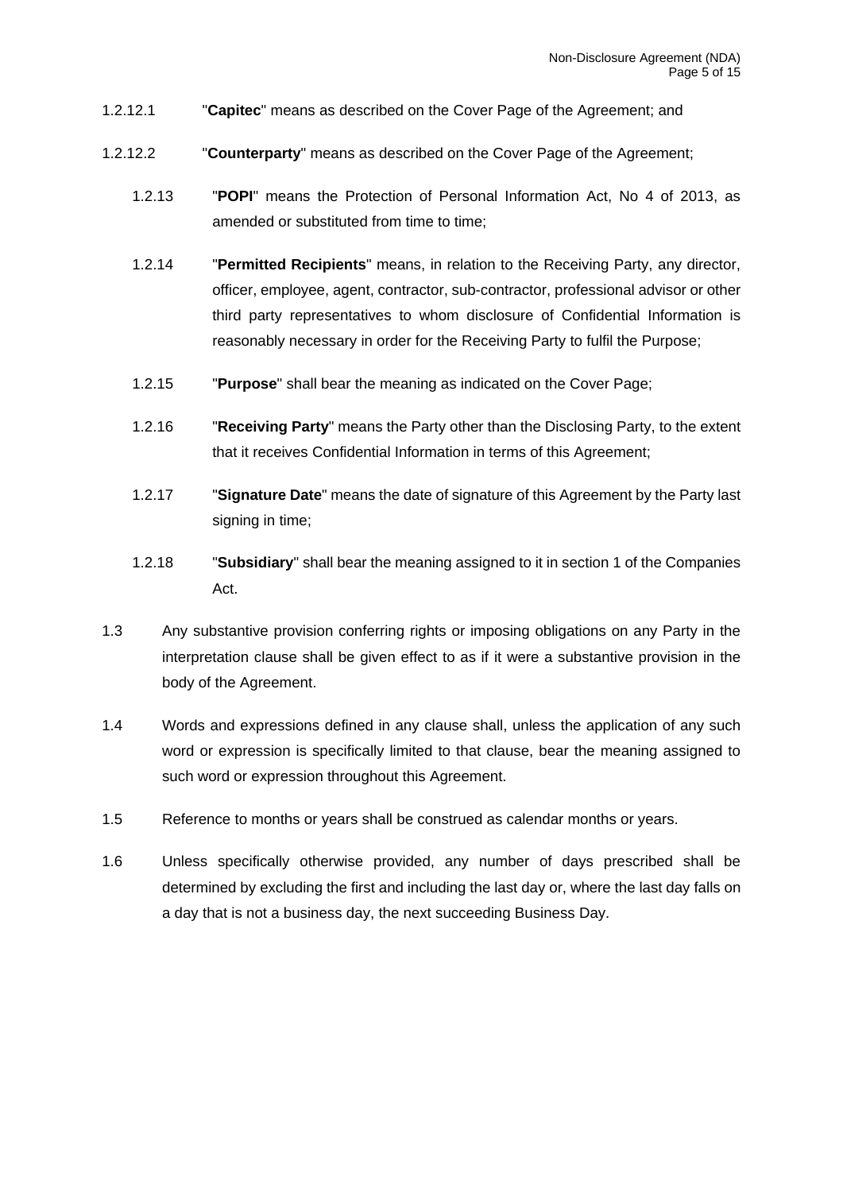1.2.12.1 "**Capitec**" means as described on the Cover Page of the Agreement; and

1.2.12.2 "**Counterparty**" means as described on the Cover Page of the Agreement;

1.2.13 "**POPI**" means the Protection of Personal Information Act, No 4 of 2013, as amended or substituted from time to time;

1.2.14 "**Permitted Recipients**" means, in relation to the Receiving Party, any director, officer, employee, agent, contractor, sub-contractor, professional advisor or other third party representatives to whom disclosure of Confidential Information is reasonably necessary in order for the Receiving Party to fulfil the Purpose;

1.2.15 "**Purpose**" shall bear the meaning as indicated on the Cover Page;

1.2.16 "**Receiving Party**" means the Party other than the Disclosing Party, to the extent that it receives Confidential Information in terms of this Agreement;

1.2.17 "**Signature Date**" means the date of signature of this Agreement by the Party last signing in time;

1.2.18 "**Subsidiary**" shall bear the meaning assigned to it in section 1 of the Companies Act.

1.3 Any substantive provision conferring rights or imposing obligations on any Party in the interpretation clause shall be given effect to as if it were a substantive provision in the body of the Agreement.

1.4 Words and expressions defined in any clause shall, unless the application of any such word or expression is specifically limited to that clause, bear the meaning assigned to such word or expression throughout this Agreement.

1.5 Reference to months or years shall be construed as calendar months or years.

1.6 Unless specifically otherwise provided, any number of days prescribed shall be determined by excluding the first and including the last day or, where the last day falls on a day that is not a business day, the next succeeding Business Day.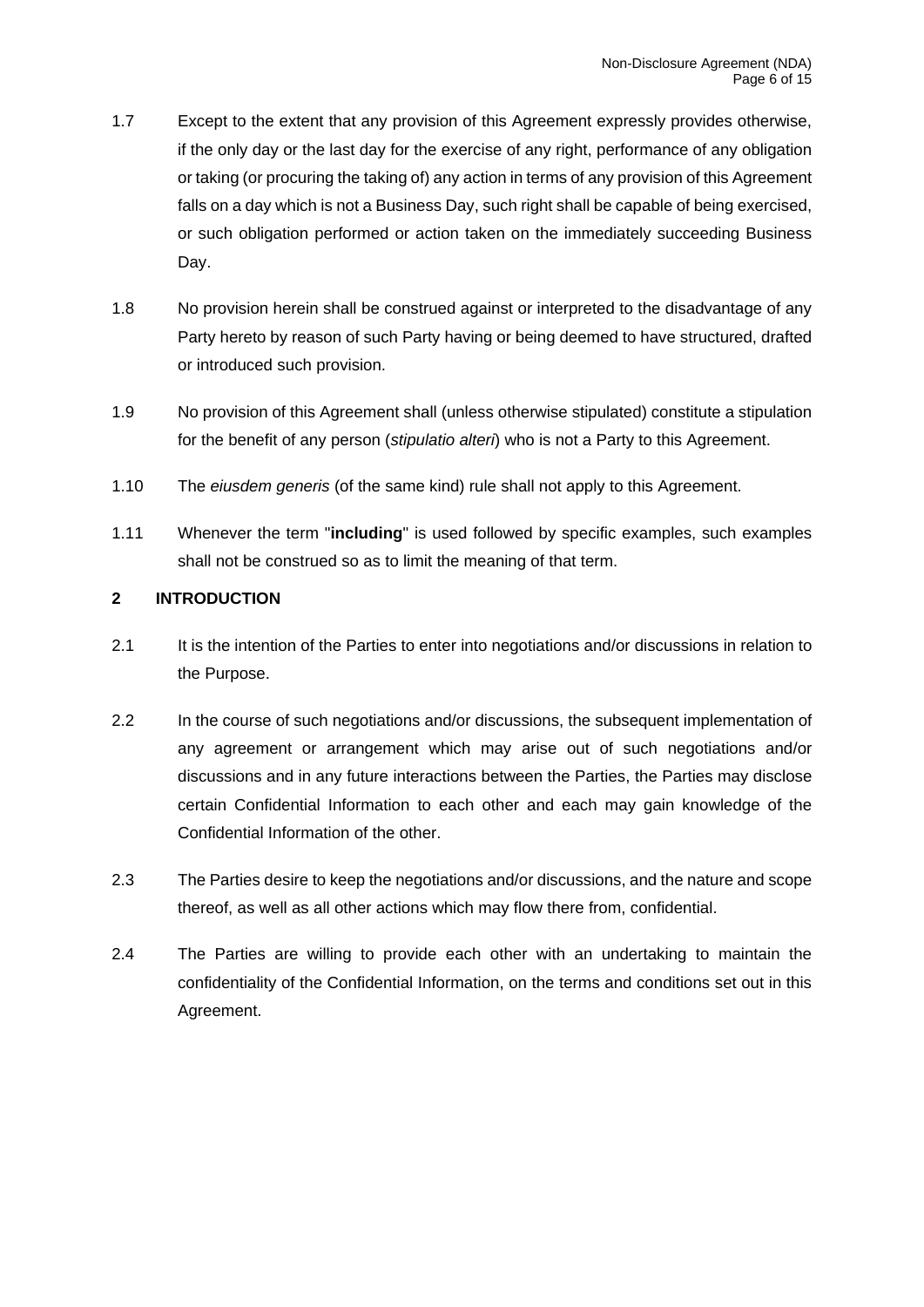1.7 Except to the extent that any provision of this Agreement expressly provides otherwise, if the only day or the last day for the exercise of any right, performance of any obligation or taking (or procuring the taking of) any action in terms of any provision of this Agreement falls on a day which is not a Business Day, such right shall be capable of being exercised, or such obligation performed or action taken on the immediately succeeding Business Day.

1.8 No provision herein shall be construed against or interpreted to the disadvantage of any Party hereto by reason of such Party having or being deemed to have structured, drafted or introduced such provision.

1.9 No provision of this Agreement shall (unless otherwise stipulated) constitute a stipulation for the benefit of any person (*stipulatio alteri*) who is not a Party to this Agreement.

1.10 The *eiusdem generis* (of the same kind) rule shall not apply to this Agreement.

1.11 Whenever the term "**including**" is used followed by specific examples, such examples shall not be construed so as to limit the meaning of that term.

## 2 INTRODUCTION

2.1 It is the intention of the Parties to enter into negotiations and/or discussions in relation to the Purpose.

2.2 In the course of such negotiations and/or discussions, the subsequent implementation of any agreement or arrangement which may arise out of such negotiations and/or discussions and in any future interactions between the Parties, the Parties may disclose certain Confidential Information to each other and each may gain knowledge of the Confidential Information of the other.

2.3 The Parties desire to keep the negotiations and/or discussions, and the nature and scope thereof, as well as all other actions which may flow there from, confidential.

2.4 The Parties are willing to provide each other with an undertaking to maintain the confidentiality of the Confidential Information, on the terms and conditions set out in this Agreement.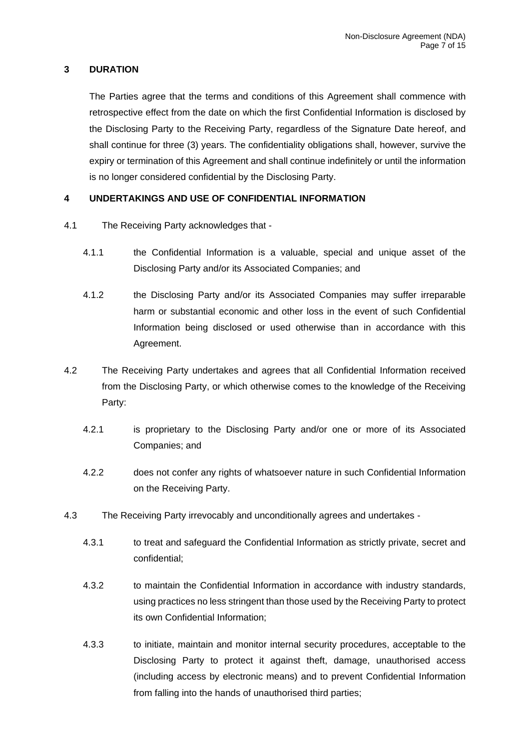## 3 DURATION

The Parties agree that the terms and conditions of this Agreement shall commence with retrospective effect from the date on which the first Confidential Information is disclosed by the Disclosing Party to the Receiving Party, regardless of the Signature Date hereof, and shall continue for three (3) years. The confidentiality obligations shall, however, survive the expiry or termination of this Agreement and shall continue indefinitely or until the information is no longer considered confidential by the Disclosing Party.

## 4 UNDERTAKINGS AND USE OF CONFIDENTIAL INFORMATION

4.1 The Receiving Party acknowledges that -

4.1.1 the Confidential Information is a valuable, special and unique asset of the Disclosing Party and/or its Associated Companies; and

4.1.2 the Disclosing Party and/or its Associated Companies may suffer irreparable harm or substantial economic and other loss in the event of such Confidential Information being disclosed or used otherwise than in accordance with this Agreement.

4.2 The Receiving Party undertakes and agrees that all Confidential Information received from the Disclosing Party, or which otherwise comes to the knowledge of the Receiving Party:

4.2.1 is proprietary to the Disclosing Party and/or one or more of its Associated Companies; and

4.2.2 does not confer any rights of whatsoever nature in such Confidential Information on the Receiving Party.

4.3 The Receiving Party irrevocably and unconditionally agrees and undertakes -

4.3.1 to treat and safeguard the Confidential Information as strictly private, secret and confidential;

4.3.2 to maintain the Confidential Information in accordance with industry standards, using practices no less stringent than those used by the Receiving Party to protect its own Confidential Information;

4.3.3 to initiate, maintain and monitor internal security procedures, acceptable to the Disclosing Party to protect it against theft, damage, unauthorised access (including access by electronic means) and to prevent Confidential Information from falling into the hands of unauthorised third parties;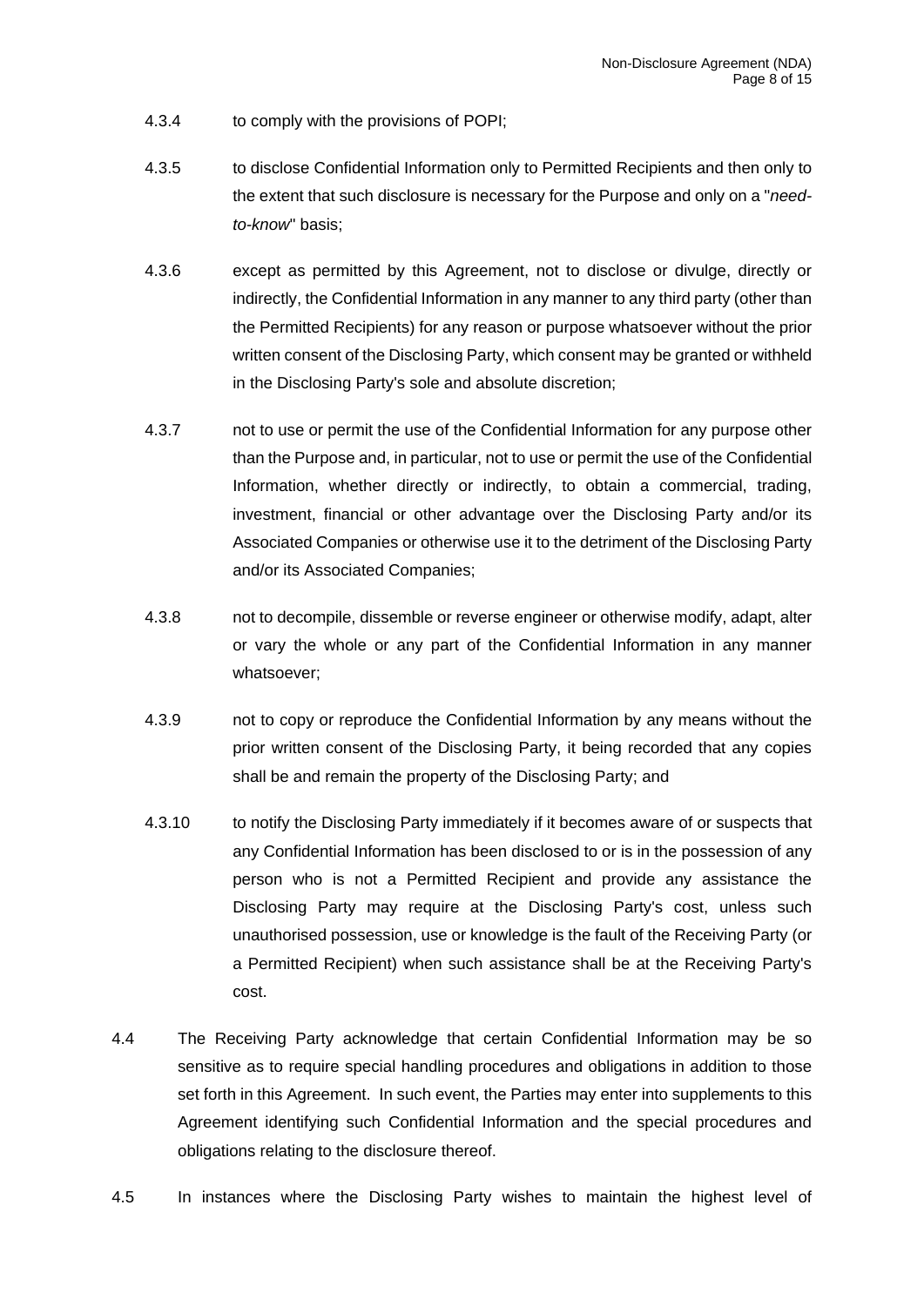4.3.4 to comply with the provisions of POPI;

4.3.5 to disclose Confidential Information only to Permitted Recipients and then only to the extent that such disclosure is necessary for the Purpose and only on a "*need-to-know*" basis;

4.3.6 except as permitted by this Agreement, not to disclose or divulge, directly or indirectly, the Confidential Information in any manner to any third party (other than the Permitted Recipients) for any reason or purpose whatsoever without the prior written consent of the Disclosing Party, which consent may be granted or withheld in the Disclosing Party's sole and absolute discretion;

4.3.7 not to use or permit the use of the Confidential Information for any purpose other than the Purpose and, in particular, not to use or permit the use of the Confidential Information, whether directly or indirectly, to obtain a commercial, trading, investment, financial or other advantage over the Disclosing Party and/or its Associated Companies or otherwise use it to the detriment of the Disclosing Party and/or its Associated Companies;

4.3.8 not to decompile, dissemble or reverse engineer or otherwise modify, adapt, alter or vary the whole or any part of the Confidential Information in any manner whatsoever;

4.3.9 not to copy or reproduce the Confidential Information by any means without the prior written consent of the Disclosing Party, it being recorded that any copies shall be and remain the property of the Disclosing Party; and

4.3.10 to notify the Disclosing Party immediately if it becomes aware of or suspects that any Confidential Information has been disclosed to or is in the possession of any person who is not a Permitted Recipient and provide any assistance the Disclosing Party may require at the Disclosing Party's cost, unless such unauthorised possession, use or knowledge is the fault of the Receiving Party (or a Permitted Recipient) when such assistance shall be at the Receiving Party's cost.

4.4 The Receiving Party acknowledge that certain Confidential Information may be so sensitive as to require special handling procedures and obligations in addition to those set forth in this Agreement. In such event, the Parties may enter into supplements to this Agreement identifying such Confidential Information and the special procedures and obligations relating to the disclosure thereof.

4.5 In instances where the Disclosing Party wishes to maintain the highest level of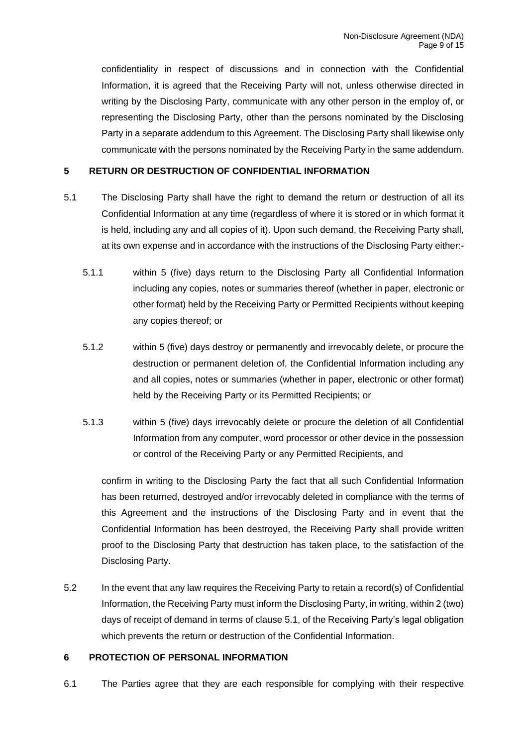confidentiality in respect of discussions and in connection with the Confidential Information, it is agreed that the Receiving Party will not, unless otherwise directed in writing by the Disclosing Party, communicate with any other person in the employ of, or representing the Disclosing Party, other than the persons nominated by the Disclosing Party in a separate addendum to this Agreement. The Disclosing Party shall likewise only communicate with the persons nominated by the Receiving Party in the same addendum.

## 5 RETURN OR DESTRUCTION OF CONFIDENTIAL INFORMATION

5.1 The Disclosing Party shall have the right to demand the return or destruction of all its Confidential Information at any time (regardless of where it is stored or in which format it is held, including any and all copies of it). Upon such demand, the Receiving Party shall, at its own expense and in accordance with the instructions of the Disclosing Party either:-

5.1.1 within 5 (five) days return to the Disclosing Party all Confidential Information including any copies, notes or summaries thereof (whether in paper, electronic or other format) held by the Receiving Party or Permitted Recipients without keeping any copies thereof; or

5.1.2 within 5 (five) days destroy or permanently and irrevocably delete, or procure the destruction or permanent deletion of, the Confidential Information including any and all copies, notes or summaries (whether in paper, electronic or other format) held by the Receiving Party or its Permitted Recipients; or

5.1.3 within 5 (five) days irrevocably delete or procure the deletion of all Confidential Information from any computer, word processor or other device in the possession or control of the Receiving Party or any Permitted Recipients, and

confirm in writing to the Disclosing Party the fact that all such Confidential Information has been returned, destroyed and/or irrevocably deleted in compliance with the terms of this Agreement and the instructions of the Disclosing Party and in event that the Confidential Information has been destroyed, the Receiving Party shall provide written proof to the Disclosing Party that destruction has taken place, to the satisfaction of the Disclosing Party.

5.2 In the event that any law requires the Receiving Party to retain a record(s) of Confidential Information, the Receiving Party must inform the Disclosing Party, in writing, within 2 (two) days of receipt of demand in terms of clause 5.1, of the Receiving Party's legal obligation which prevents the return or destruction of the Confidential Information.

## 6 PROTECTION OF PERSONAL INFORMATION

6.1 The Parties agree that they are each responsible for complying with their respective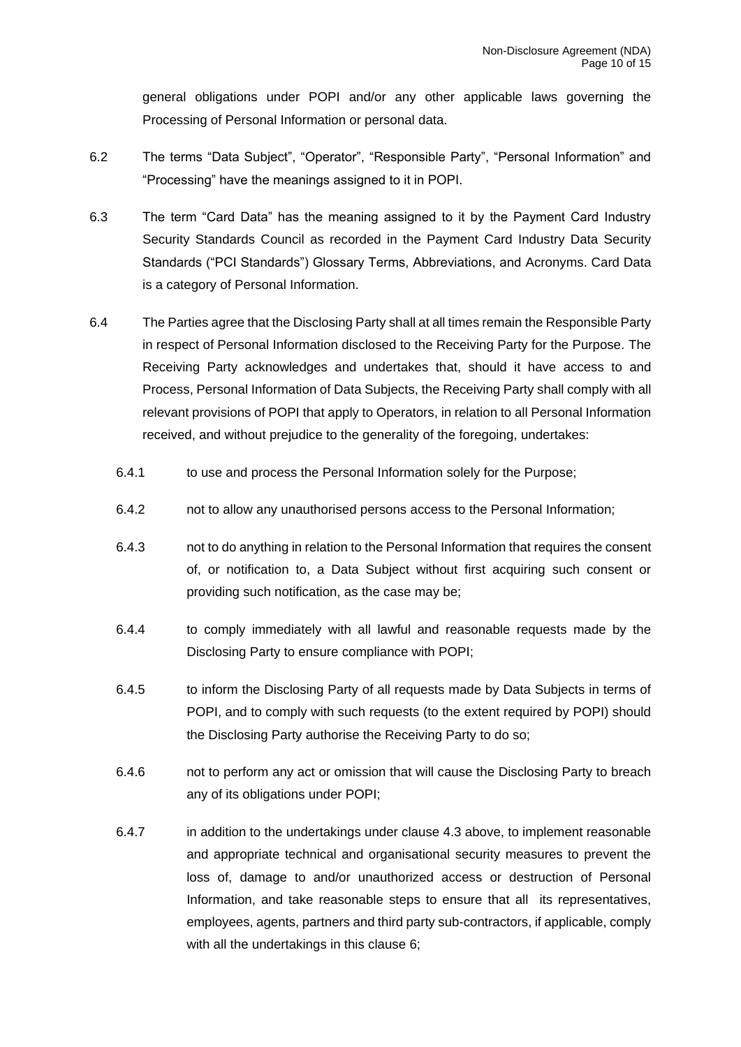general obligations under POPI and/or any other applicable laws governing the Processing of Personal Information or personal data.

6.2 The terms "Data Subject", "Operator", "Responsible Party", "Personal Information" and "Processing" have the meanings assigned to it in POPI.

6.3 The term "Card Data" has the meaning assigned to it by the Payment Card Industry Security Standards Council as recorded in the Payment Card Industry Data Security Standards ("PCI Standards") Glossary Terms, Abbreviations, and Acronyms. Card Data is a category of Personal Information.

6.4 The Parties agree that the Disclosing Party shall at all times remain the Responsible Party in respect of Personal Information disclosed to the Receiving Party for the Purpose. The Receiving Party acknowledges and undertakes that, should it have access to and Process, Personal Information of Data Subjects, the Receiving Party shall comply with all relevant provisions of POPI that apply to Operators, in relation to all Personal Information received, and without prejudice to the generality of the foregoing, undertakes:

6.4.1 to use and process the Personal Information solely for the Purpose;

6.4.2 not to allow any unauthorised persons access to the Personal Information;

6.4.3 not to do anything in relation to the Personal Information that requires the consent of, or notification to, a Data Subject without first acquiring such consent or providing such notification, as the case may be;

6.4.4 to comply immediately with all lawful and reasonable requests made by the Disclosing Party to ensure compliance with POPI;

6.4.5 to inform the Disclosing Party of all requests made by Data Subjects in terms of POPI, and to comply with such requests (to the extent required by POPI) should the Disclosing Party authorise the Receiving Party to do so;

6.4.6 not to perform any act or omission that will cause the Disclosing Party to breach any of its obligations under POPI;

6.4.7 in addition to the undertakings under clause 4.3 above, to implement reasonable and appropriate technical and organisational security measures to prevent the loss of, damage to and/or unauthorized access or destruction of Personal Information, and take reasonable steps to ensure that all its representatives, employees, agents, partners and third party sub-contractors, if applicable, comply with all the undertakings in this clause 6;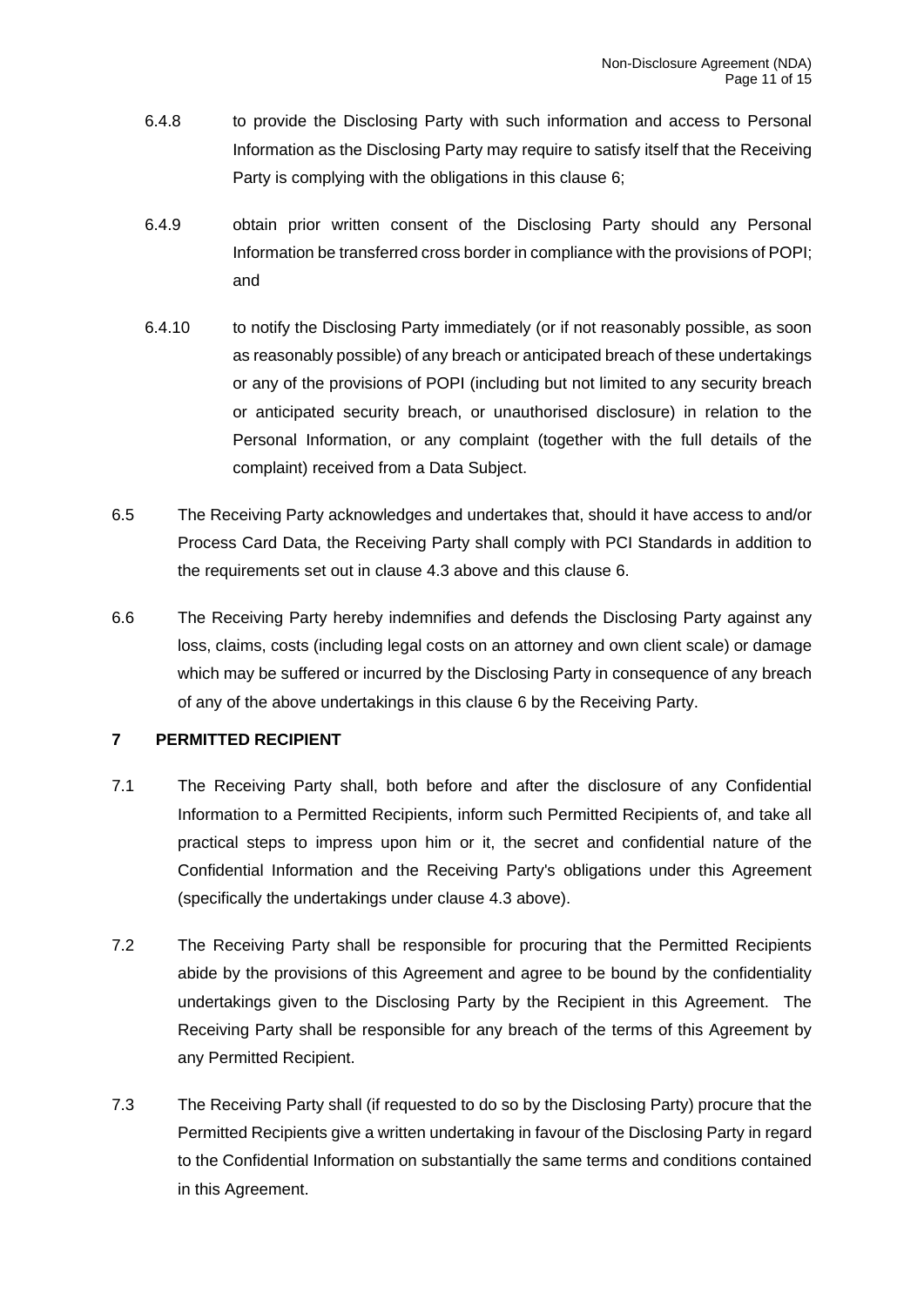6.4.8 to provide the Disclosing Party with such information and access to Personal Information as the Disclosing Party may require to satisfy itself that the Receiving Party is complying with the obligations in this clause 6;

6.4.9 obtain prior written consent of the Disclosing Party should any Personal Information be transferred cross border in compliance with the provisions of POPI; and

6.4.10 to notify the Disclosing Party immediately (or if not reasonably possible, as soon as reasonably possible) of any breach or anticipated breach of these undertakings or any of the provisions of POPI (including but not limited to any security breach or anticipated security breach, or unauthorised disclosure) in relation to the Personal Information, or any complaint (together with the full details of the complaint) received from a Data Subject.

6.5 The Receiving Party acknowledges and undertakes that, should it have access to and/or Process Card Data, the Receiving Party shall comply with PCI Standards in addition to the requirements set out in clause 4.3 above and this clause 6.

6.6 The Receiving Party hereby indemnifies and defends the Disclosing Party against any loss, claims, costs (including legal costs on an attorney and own client scale) or damage which may be suffered or incurred by the Disclosing Party in consequence of any breach of any of the above undertakings in this clause 6 by the Receiving Party.

**7 PERMITTED RECIPIENT**

7.1 The Receiving Party shall, both before and after the disclosure of any Confidential Information to a Permitted Recipients, inform such Permitted Recipients of, and take all practical steps to impress upon him or it, the secret and confidential nature of the Confidential Information and the Receiving Party's obligations under this Agreement (specifically the undertakings under clause 4.3 above).

7.2 The Receiving Party shall be responsible for procuring that the Permitted Recipients abide by the provisions of this Agreement and agree to be bound by the confidentiality undertakings given to the Disclosing Party by the Recipient in this Agreement. The Receiving Party shall be responsible for any breach of the terms of this Agreement by any Permitted Recipient.

7.3 The Receiving Party shall (if requested to do so by the Disclosing Party) procure that the Permitted Recipients give a written undertaking in favour of the Disclosing Party in regard to the Confidential Information on substantially the same terms and conditions contained in this Agreement.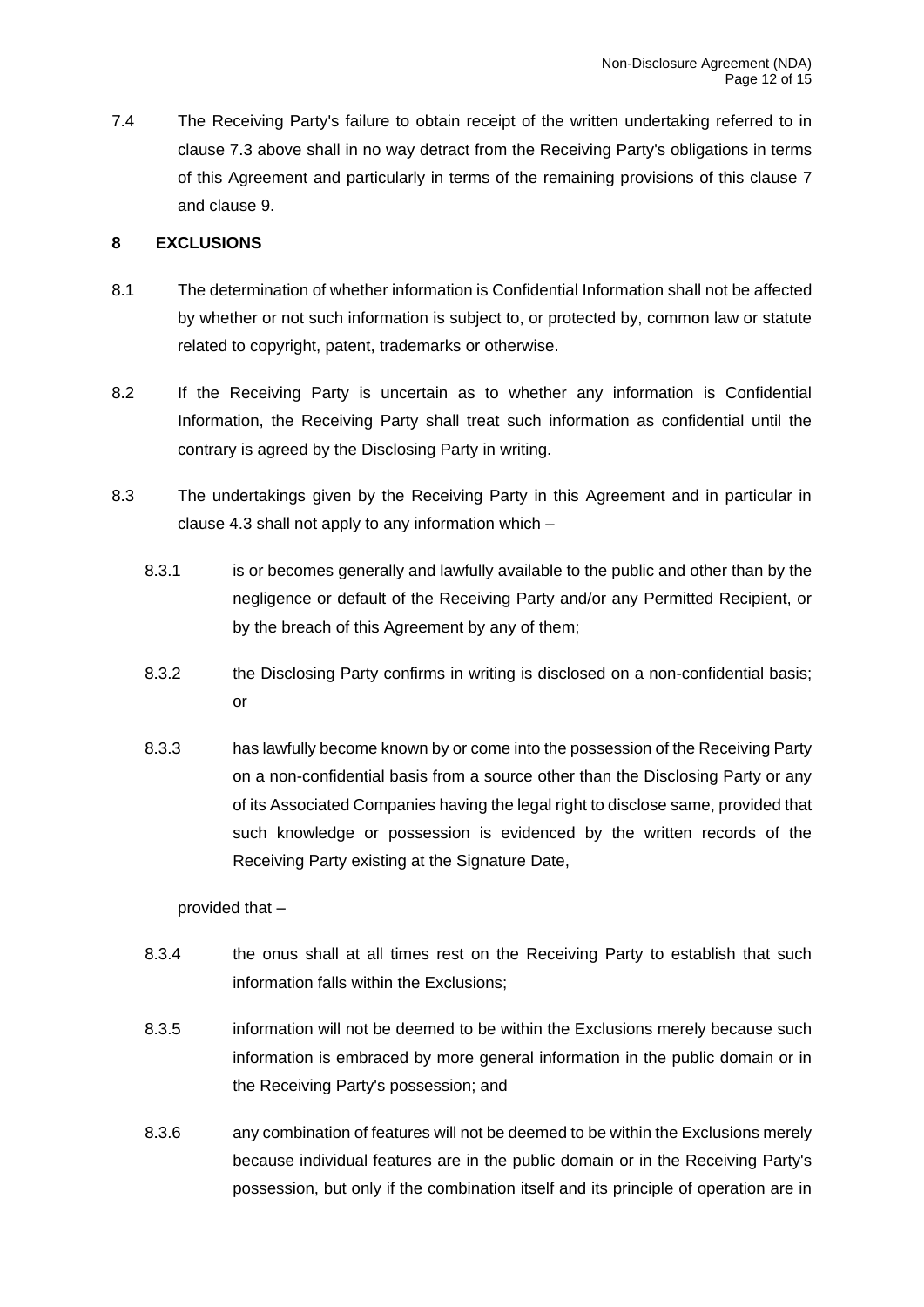7.4 The Receiving Party's failure to obtain receipt of the written undertaking referred to in clause 7.3 above shall in no way detract from the Receiving Party's obligations in terms of this Agreement and particularly in terms of the remaining provisions of this clause 7 and clause 9.

**8 EXCLUSIONS**

8.1 The determination of whether information is Confidential Information shall not be affected by whether or not such information is subject to, or protected by, common law or statute related to copyright, patent, trademarks or otherwise.

8.2 If the Receiving Party is uncertain as to whether any information is Confidential Information, the Receiving Party shall treat such information as confidential until the contrary is agreed by the Disclosing Party in writing.

8.3 The undertakings given by the Receiving Party in this Agreement and in particular in clause 4.3 shall not apply to any information which –

8.3.1 is or becomes generally and lawfully available to the public and other than by the negligence or default of the Receiving Party and/or any Permitted Recipient, or by the breach of this Agreement by any of them;

8.3.2 the Disclosing Party confirms in writing is disclosed on a non-confidential basis; or

8.3.3 has lawfully become known by or come into the possession of the Receiving Party on a non-confidential basis from a source other than the Disclosing Party or any of its Associated Companies having the legal right to disclose same, provided that such knowledge or possession is evidenced by the written records of the Receiving Party existing at the Signature Date,

provided that –

8.3.4 the onus shall at all times rest on the Receiving Party to establish that such information falls within the Exclusions;

8.3.5 information will not be deemed to be within the Exclusions merely because such information is embraced by more general information in the public domain or in the Receiving Party's possession; and

8.3.6 any combination of features will not be deemed to be within the Exclusions merely because individual features are in the public domain or in the Receiving Party's possession, but only if the combination itself and its principle of operation are in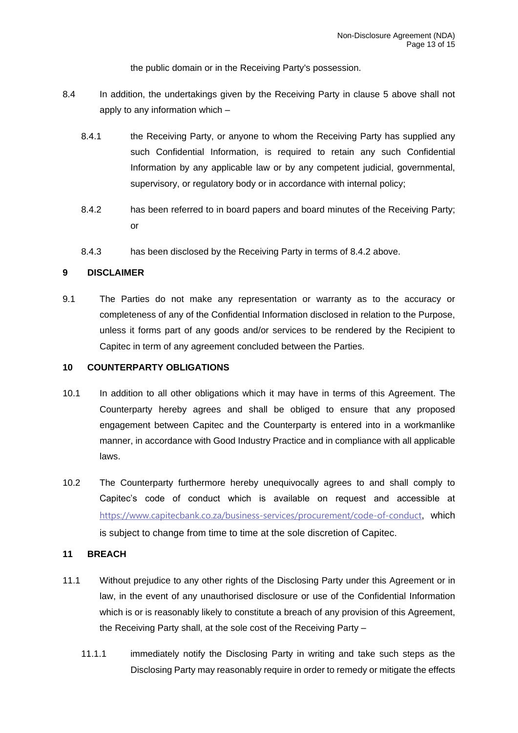the public domain or in the Receiving Party's possession.

8.4 In addition, the undertakings given by the Receiving Party in clause 5 above shall not apply to any information which –

8.4.1 the Receiving Party, or anyone to whom the Receiving Party has supplied any such Confidential Information, is required to retain any such Confidential Information by any applicable law or by any competent judicial, governmental, supervisory, or regulatory body or in accordance with internal policy;

8.4.2 has been referred to in board papers and board minutes of the Receiving Party; or

8.4.3 has been disclosed by the Receiving Party in terms of 8.4.2 above.

## 9 DISCLAIMER

9.1 The Parties do not make any representation or warranty as to the accuracy or completeness of any of the Confidential Information disclosed in relation to the Purpose, unless it forms part of any goods and/or services to be rendered by the Recipient to Capitec in term of any agreement concluded between the Parties.

## 10 COUNTERPARTY OBLIGATIONS

10.1 In addition to all other obligations which it may have in terms of this Agreement. The Counterparty hereby agrees and shall be obliged to ensure that any proposed engagement between Capitec and the Counterparty is entered into in a workmanlike manner, in accordance with Good Industry Practice and in compliance with all applicable laws.

10.2 The Counterparty furthermore hereby unequivocally agrees to and shall comply to Capitec's code of conduct which is available on request and accessible at https://www.capitecbank.co.za/business-services/procurement/code-of-conduct, which is subject to change from time to time at the sole discretion of Capitec.

## 11 BREACH

11.1 Without prejudice to any other rights of the Disclosing Party under this Agreement or in law, in the event of any unauthorised disclosure or use of the Confidential Information which is or is reasonably likely to constitute a breach of any provision of this Agreement, the Receiving Party shall, at the sole cost of the Receiving Party –

11.1.1 immediately notify the Disclosing Party in writing and take such steps as the Disclosing Party may reasonably require in order to remedy or mitigate the effects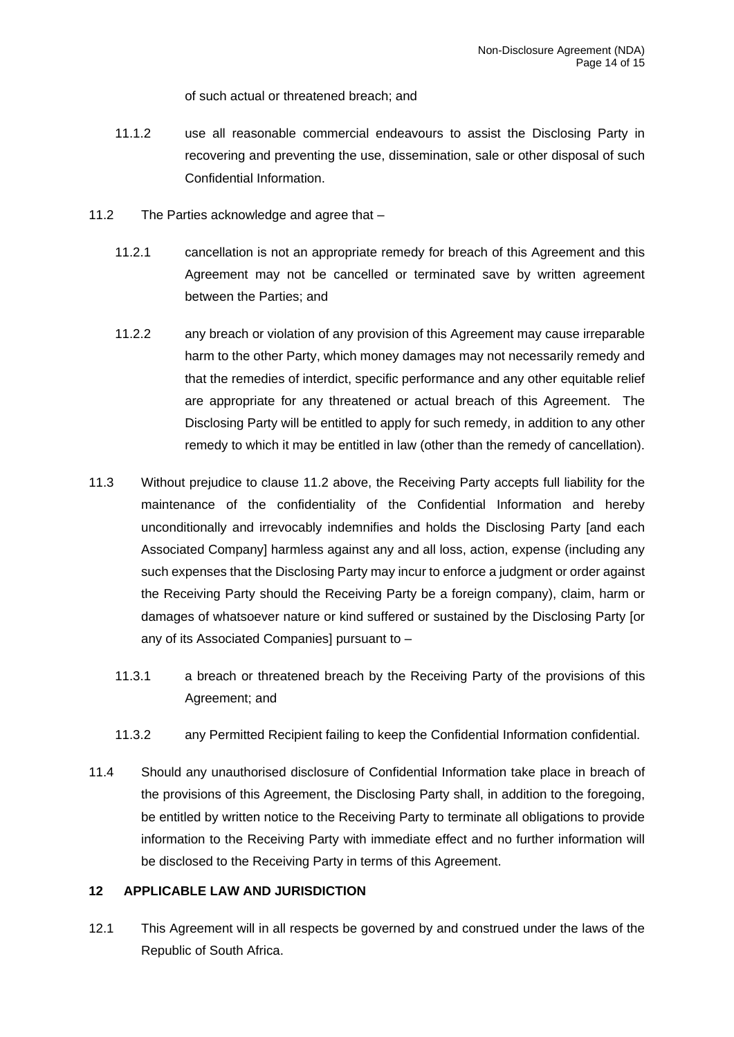of such actual or threatened breach; and

11.1.2 use all reasonable commercial endeavours to assist the Disclosing Party in recovering and preventing the use, dissemination, sale or other disposal of such Confidential Information.

11.2 The Parties acknowledge and agree that –

11.2.1 cancellation is not an appropriate remedy for breach of this Agreement and this Agreement may not be cancelled or terminated save by written agreement between the Parties; and

11.2.2 any breach or violation of any provision of this Agreement may cause irreparable harm to the other Party, which money damages may not necessarily remedy and that the remedies of interdict, specific performance and any other equitable relief are appropriate for any threatened or actual breach of this Agreement. The Disclosing Party will be entitled to apply for such remedy, in addition to any other remedy to which it may be entitled in law (other than the remedy of cancellation).

11.3 Without prejudice to clause 11.2 above, the Receiving Party accepts full liability for the maintenance of the confidentiality of the Confidential Information and hereby unconditionally and irrevocably indemnifies and holds the Disclosing Party [and each Associated Company] harmless against any and all loss, action, expense (including any such expenses that the Disclosing Party may incur to enforce a judgment or order against the Receiving Party should the Receiving Party be a foreign company), claim, harm or damages of whatsoever nature or kind suffered or sustained by the Disclosing Party [or any of its Associated Companies] pursuant to –

11.3.1 a breach or threatened breach by the Receiving Party of the provisions of this Agreement; and

11.3.2 any Permitted Recipient failing to keep the Confidential Information confidential.

11.4 Should any unauthorised disclosure of Confidential Information take place in breach of the provisions of this Agreement, the Disclosing Party shall, in addition to the foregoing, be entitled by written notice to the Receiving Party to terminate all obligations to provide information to the Receiving Party with immediate effect and no further information will be disclosed to the Receiving Party in terms of this Agreement.

## 12 APPLICABLE LAW AND JURISDICTION

12.1 This Agreement will in all respects be governed by and construed under the laws of the Republic of South Africa.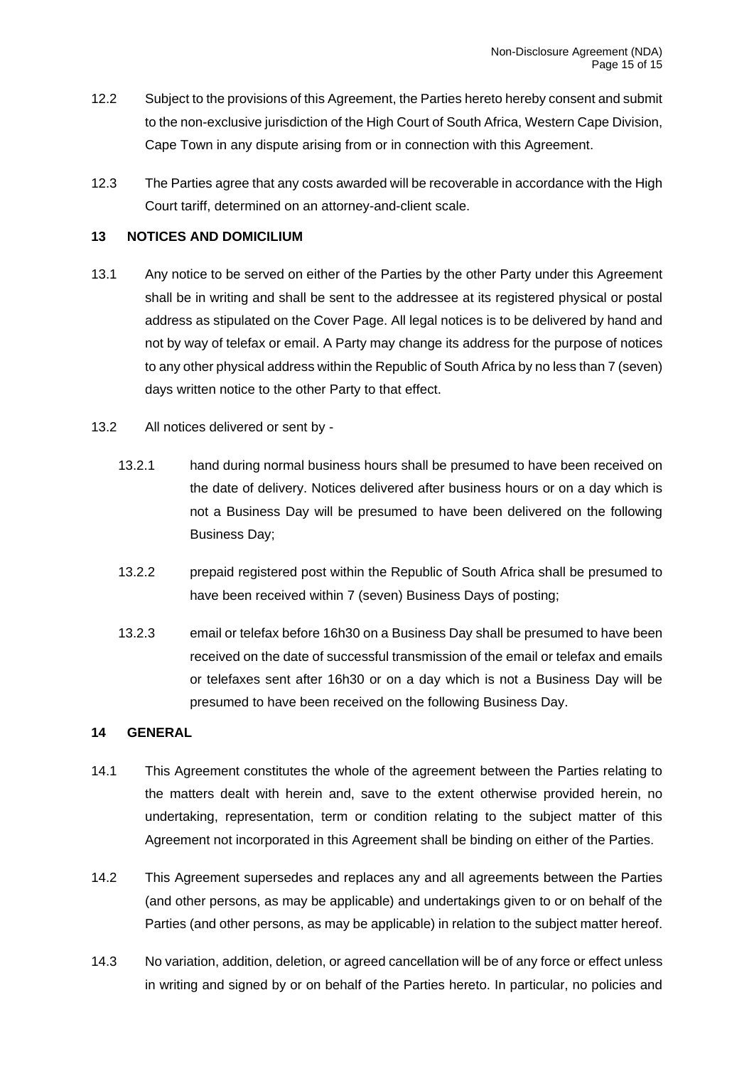12.2 Subject to the provisions of this Agreement, the Parties hereto hereby consent and submit to the non-exclusive jurisdiction of the High Court of South Africa, Western Cape Division, Cape Town in any dispute arising from or in connection with this Agreement.

12.3 The Parties agree that any costs awarded will be recoverable in accordance with the High Court tariff, determined on an attorney-and-client scale.

**13 NOTICES AND DOMICILIUM**

13.1 Any notice to be served on either of the Parties by the other Party under this Agreement shall be in writing and shall be sent to the addressee at its registered physical or postal address as stipulated on the Cover Page. All legal notices is to be delivered by hand and not by way of telefax or email. A Party may change its address for the purpose of notices to any other physical address within the Republic of South Africa by no less than 7 (seven) days written notice to the other Party to that effect.

13.2 All notices delivered or sent by -

13.2.1 hand during normal business hours shall be presumed to have been received on the date of delivery. Notices delivered after business hours or on a day which is not a Business Day will be presumed to have been delivered on the following Business Day;

13.2.2 prepaid registered post within the Republic of South Africa shall be presumed to have been received within 7 (seven) Business Days of posting;

13.2.3 email or telefax before 16h30 on a Business Day shall be presumed to have been received on the date of successful transmission of the email or telefax and emails or telefaxes sent after 16h30 or on a day which is not a Business Day will be presumed to have been received on the following Business Day.

**14 GENERAL**

14.1 This Agreement constitutes the whole of the agreement between the Parties relating to the matters dealt with herein and, save to the extent otherwise provided herein, no undertaking, representation, term or condition relating to the subject matter of this Agreement not incorporated in this Agreement shall be binding on either of the Parties.

14.2 This Agreement supersedes and replaces any and all agreements between the Parties (and other persons, as may be applicable) and undertakings given to or on behalf of the Parties (and other persons, as may be applicable) in relation to the subject matter hereof.

14.3 No variation, addition, deletion, or agreed cancellation will be of any force or effect unless in writing and signed by or on behalf of the Parties hereto. In particular, no policies and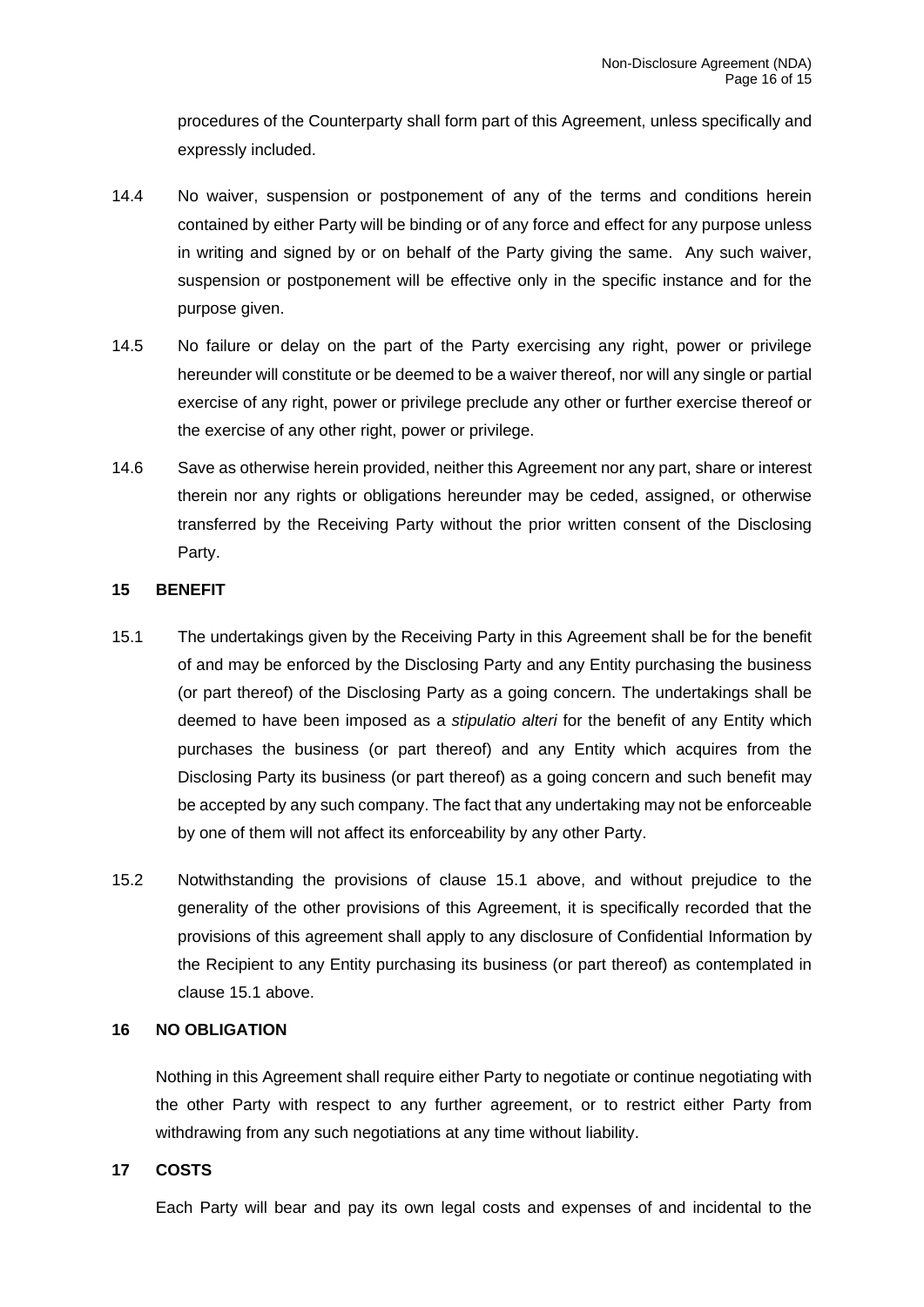procedures of the Counterparty shall form part of this Agreement, unless specifically and expressly included.

14.4 No waiver, suspension or postponement of any of the terms and conditions herein contained by either Party will be binding or of any force and effect for any purpose unless in writing and signed by or on behalf of the Party giving the same. Any such waiver, suspension or postponement will be effective only in the specific instance and for the purpose given.

14.5 No failure or delay on the part of the Party exercising any right, power or privilege hereunder will constitute or be deemed to be a waiver thereof, nor will any single or partial exercise of any right, power or privilege preclude any other or further exercise thereof or the exercise of any other right, power or privilege.

14.6 Save as otherwise herein provided, neither this Agreement nor any part, share or interest therein nor any rights or obligations hereunder may be ceded, assigned, or otherwise transferred by the Receiving Party without the prior written consent of the Disclosing Party.

**15 BENEFIT**

15.1 The undertakings given by the Receiving Party in this Agreement shall be for the benefit of and may be enforced by the Disclosing Party and any Entity purchasing the business (or part thereof) of the Disclosing Party as a going concern. The undertakings shall be deemed to have been imposed as a *stipulatio alteri* for the benefit of any Entity which purchases the business (or part thereof) and any Entity which acquires from the Disclosing Party its business (or part thereof) as a going concern and such benefit may be accepted by any such company. The fact that any undertaking may not be enforceable by one of them will not affect its enforceability by any other Party.

15.2 Notwithstanding the provisions of clause 15.1 above, and without prejudice to the generality of the other provisions of this Agreement, it is specifically recorded that the provisions of this agreement shall apply to any disclosure of Confidential Information by the Recipient to any Entity purchasing its business (or part thereof) as contemplated in clause 15.1 above.

**16 NO OBLIGATION**

Nothing in this Agreement shall require either Party to negotiate or continue negotiating with the other Party with respect to any further agreement, or to restrict either Party from withdrawing from any such negotiations at any time without liability.

**17 COSTS**

Each Party will bear and pay its own legal costs and expenses of and incidental to the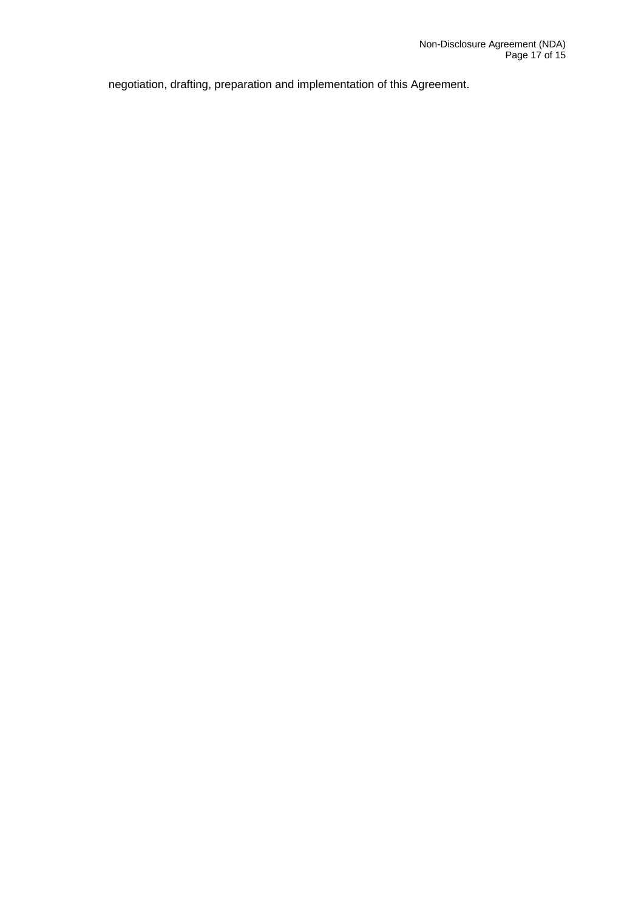negotiation, drafting, preparation and implementation of this Agreement.